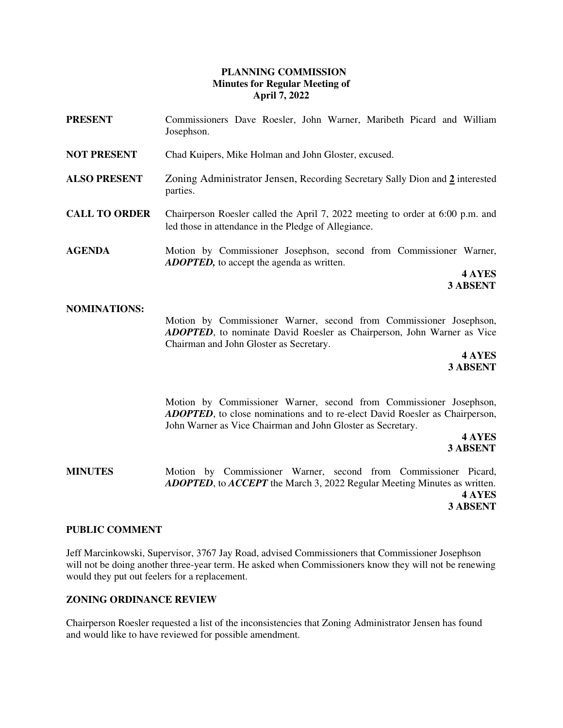**PLANNING COMMISSION**
**Minutes for Regular Meeting of**
**April 7, 2022**

**PRESENT** Commissioners Dave Roesler, John Warner, Maribeth Picard and William Josephson.

**NOT PRESENT** Chad Kuipers, Mike Holman and John Gloster, excused.

**ALSO PRESENT** Zoning Administrator Jensen, Recording Secretary Sally Dion and **2** interested parties.

**CALL TO ORDER** Chairperson Roesler called the April 7, 2022 meeting to order at 6:00 p.m. and led those in attendance in the Pledge of Allegiance.

**AGENDA** Motion by Commissioner Josephson, second from Commissioner Warner, ***ADOPTED,*** to accept the agenda as written.

**4 AYES**
**3 ABSENT**

**NOMINATIONS:**

Motion by Commissioner Warner, second from Commissioner Josephson, ***ADOPTED***, to nominate David Roesler as Chairperson, John Warner as Vice Chairman and John Gloster as Secretary.

**4 AYES**
**3 ABSENT**

Motion by Commissioner Warner, second from Commissioner Josephson, ***ADOPTED***, to close nominations and to re-elect David Roesler as Chairperson, John Warner as Vice Chairman and John Gloster as Secretary.

**4 AYES**
**3 ABSENT**

**MINUTES** Motion by Commissioner Warner, second from Commissioner Picard, ***ADOPTED***, to ***ACCEPT*** the March 3, 2022 Regular Meeting Minutes as written.

**4 AYES**
**3 ABSENT**

**PUBLIC COMMENT**

Jeff Marcinkowski, Supervisor, 3767 Jay Road, advised Commissioners that Commissioner Josephson will not be doing another three-year term. He asked when Commissioners know they will not be renewing would they put out feelers for a replacement.

**ZONING ORDINANCE REVIEW**

Chairperson Roesler requested a list of the inconsistencies that Zoning Administrator Jensen has found and would like to have reviewed for possible amendment.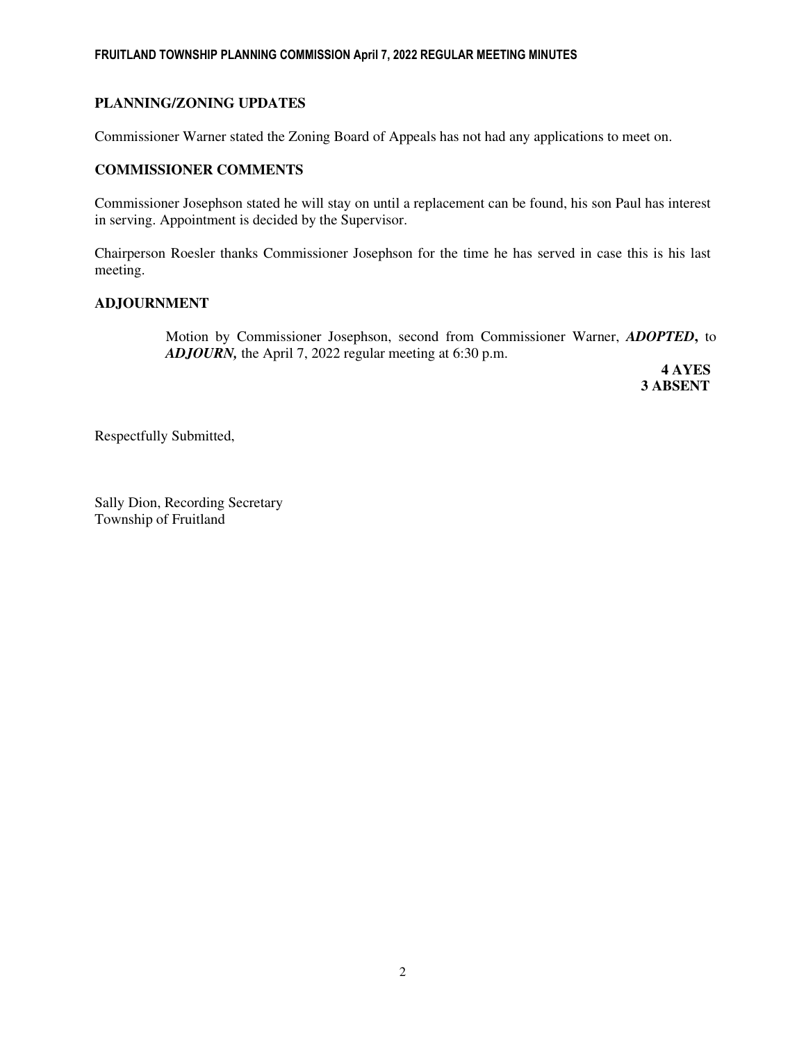## PLANNING/ZONING UPDATES

Commissioner Warner stated the Zoning Board of Appeals has not had any applications to meet on.

## COMMISSIONER COMMENTS

Commissioner Josephson stated he will stay on until a replacement can be found, his son Paul has interest in serving. Appointment is decided by the Supervisor.

Chairperson Roesler thanks Commissioner Josephson for the time he has served in case this is his last meeting.

## ADJOURNMENT

Motion by Commissioner Josephson, second from Commissioner Warner, ***ADOPTED***, to ***ADJOURN***, the April 7, 2022 regular meeting at 6:30 p.m.

**4 AYES**
**3 ABSENT**

Respectfully Submitted,

Sally Dion, Recording Secretary
Township of Fruitland